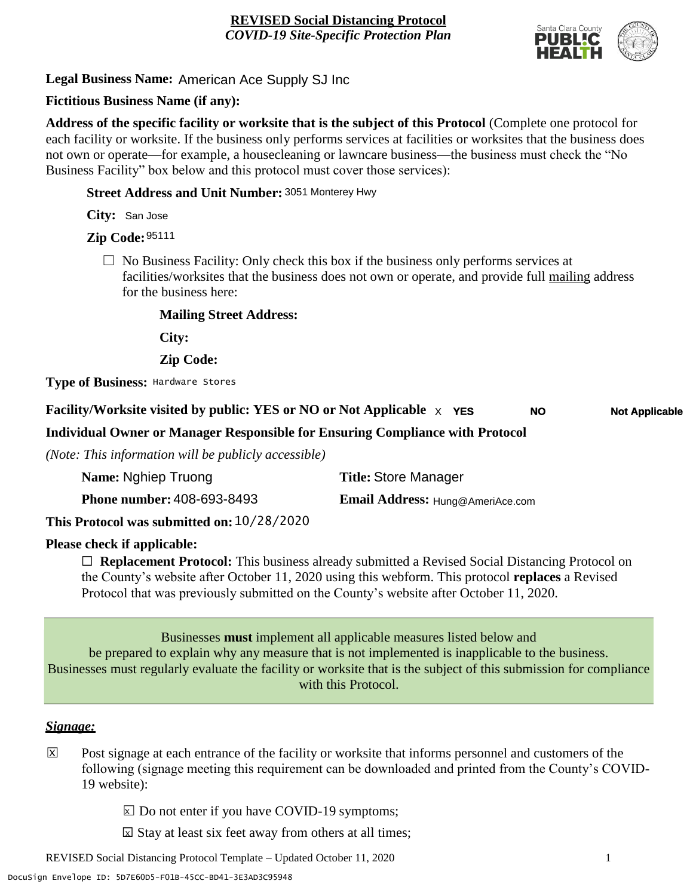**REVISED Social Distancing Protocol**
*COVID-19 Site-Specific Protection Plan*

**Legal Business Name:** American Ace Supply SJ Inc

**Fictitious Business Name (if any):**

**Address of the specific facility or worksite that is the subject of this Protocol** (Complete one protocol for each facility or worksite. If the business only performs services at facilities or worksites that the business does not own or operate—for example, a housecleaning or lawncare business—the business must check the "No Business Facility" box below and this protocol must cover those services):

**Street Address and Unit Number:** 3051 Monterey Hwy

**City:** San Jose

**Zip Code:** 95111

☐ No Business Facility: Only check this box if the business only performs services at facilities/worksites that the business does not own or operate, and provide full mailing address for the business here:

**Mailing Street Address:**

**City:**

**Zip Code:**

**Type of Business:** Hardware Stores

**Facility/Worksite visited by public: YES or NO or Not Applicable** X **YES** **NO** **Not Applicable**

**Individual Owner or Manager Responsible for Ensuring Compliance with Protocol**

*(Note: This information will be publicly accessible)*

**Name:** Nghiep Truong **Title:** Store Manager

**Phone number:** 408-693-8493 **Email Address:** Hung@AmeriAce.com

**This Protocol was submitted on:** 10/28/2020

**Please check if applicable:**

☐ **Replacement Protocol:** This business already submitted a Revised Social Distancing Protocol on the County's website after October 11, 2020 using this webform. This protocol **replaces** a Revised Protocol that was previously submitted on the County's website after October 11, 2020.

Businesses **must** implement all applicable measures listed below and be prepared to explain why any measure that is not implemented is inapplicable to the business. Businesses must regularly evaluate the facility or worksite that is the subject of this submission for compliance with this Protocol.

## *Signage:*

☒ Post signage at each entrance of the facility or worksite that informs personnel and customers of the following (signage meeting this requirement can be downloaded and printed from the County's COVID-19 website):

- ☒ Do not enter if you have COVID-19 symptoms;
- ☒ Stay at least six feet away from others at all times;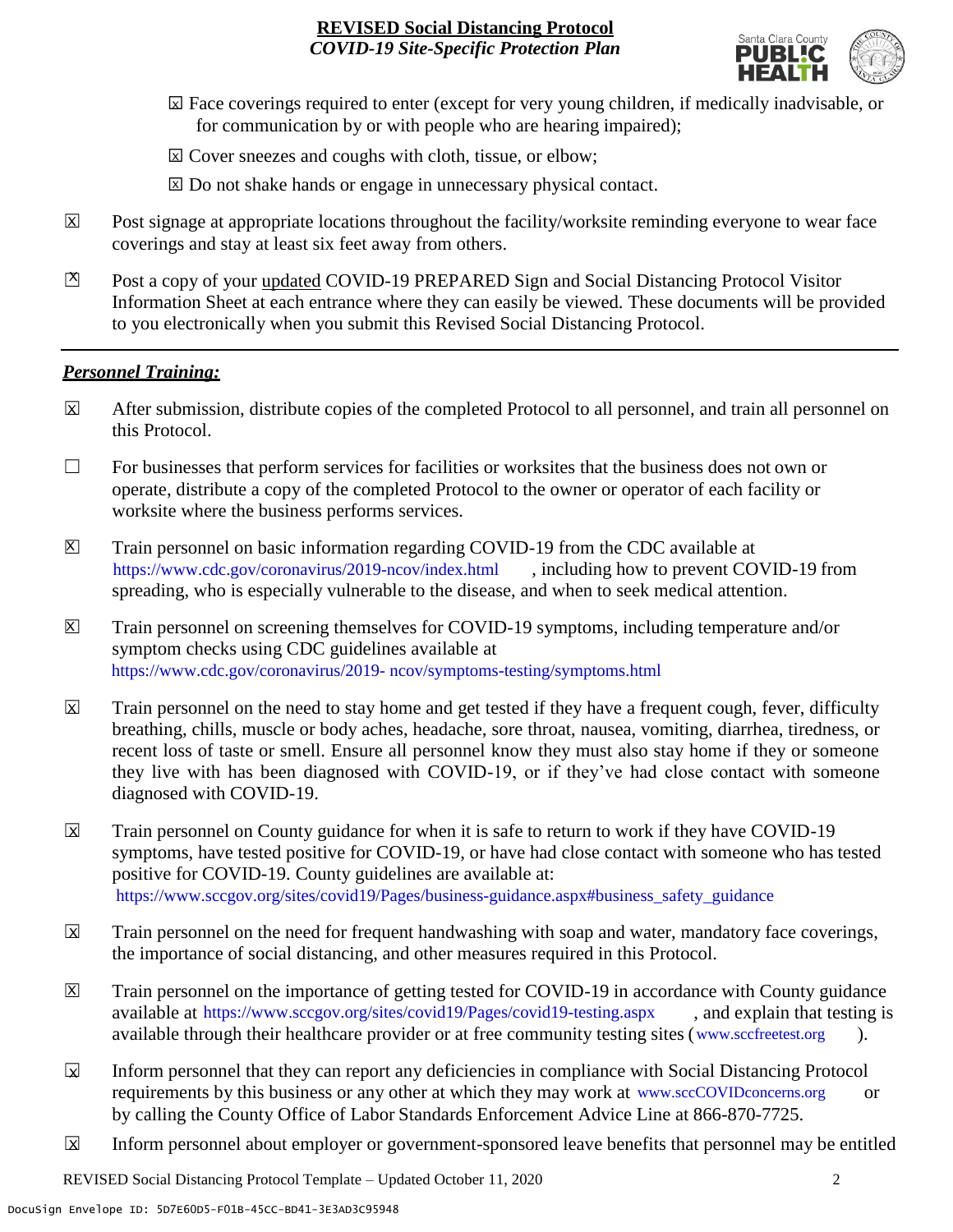- ☒ Face coverings required to enter (except for very young children, if medically inadvisable, or for communication by or with people who are hearing impaired);
- ☒ Cover sneezes and coughs with cloth, tissue, or elbow;
- ☒ Do not shake hands or engage in unnecessary physical contact.

☒ Post signage at appropriate locations throughout the facility/worksite reminding everyone to wear face coverings and stay at least six feet away from others.

☒ Post a copy of your updated COVID-19 PREPARED Sign and Social Distancing Protocol Visitor Information Sheet at each entrance where they can easily be viewed. These documents will be provided to you electronically when you submit this Revised Social Distancing Protocol.

---

***Personnel Training:***

☒ After submission, distribute copies of the completed Protocol to all personnel, and train all personnel on this Protocol.

☐ For businesses that perform services for facilities or worksites that the business does not own or operate, distribute a copy of the completed Protocol to the owner or operator of each facility or worksite where the business performs services.

☒ Train personnel on basic information regarding COVID-19 from the CDC available at https://www.cdc.gov/coronavirus/2019-ncov/index.html, including how to prevent COVID-19 from spreading, who is especially vulnerable to the disease, and when to seek medical attention.

☒ Train personnel on screening themselves for COVID-19 symptoms, including temperature and/or symptom checks using CDC guidelines available at https://www.cdc.gov/coronavirus/2019- ncov/symptoms-testing/symptoms.html

☒ Train personnel on the need to stay home and get tested if they have a frequent cough, fever, difficulty breathing, chills, muscle or body aches, headache, sore throat, nausea, vomiting, diarrhea, tiredness, or recent loss of taste or smell. Ensure all personnel know they must also stay home if they or someone they live with has been diagnosed with COVID-19, or if they've had close contact with someone diagnosed with COVID-19.

☒ Train personnel on County guidance for when it is safe to return to work if they have COVID-19 symptoms, have tested positive for COVID-19, or have had close contact with someone who has tested positive for COVID-19. County guidelines are available at: https://www.sccgov.org/sites/covid19/Pages/business-guidance.aspx#business_safety_guidance

☒ Train personnel on the need for frequent handwashing with soap and water, mandatory face coverings, the importance of social distancing, and other measures required in this Protocol.

☒ Train personnel on the importance of getting tested for COVID-19 in accordance with County guidance available at https://www.sccgov.org/sites/covid19/Pages/covid19-testing.aspx, and explain that testing is available through their healthcare provider or at free community testing sites (www.sccfreetest.org).

☒ Inform personnel that they can report any deficiencies in compliance with Social Distancing Protocol requirements by this business or any other at which they may work at www.sccCOVIDconcerns.org or by calling the County Office of Labor Standards Enforcement Advice Line at 866-870-7725.

☒ Inform personnel about employer or government-sponsored leave benefits that personnel may be entitled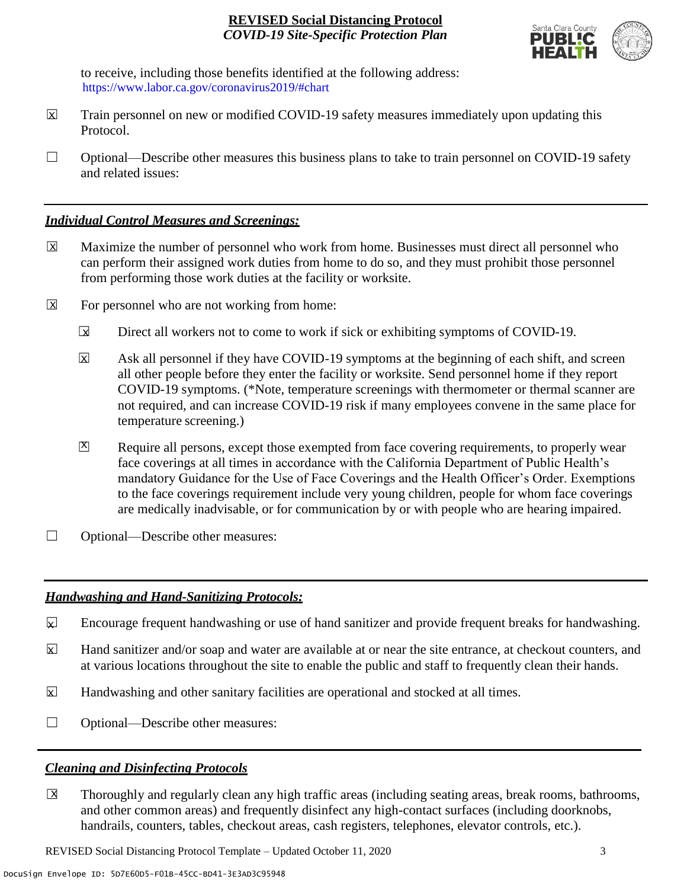to receive, including those benefits identified at the following address: https://www.labor.ca.gov/coronavirus2019/#chart

☒ Train personnel on new or modified COVID-19 safety measures immediately upon updating this Protocol.

☐ Optional—Describe other measures this business plans to take to train personnel on COVID-19 safety and related issues:

## *Individual Control Measures and Screenings:*

☒ Maximize the number of personnel who work from home. Businesses must direct all personnel who can perform their assigned work duties from home to do so, and they must prohibit those personnel from performing those work duties at the facility or worksite.

☒ For personnel who are not working from home:

- ☒ Direct all workers not to come to work if sick or exhibiting symptoms of COVID-19.
- ☒ Ask all personnel if they have COVID-19 symptoms at the beginning of each shift, and screen all other people before they enter the facility or worksite. Send personnel home if they report COVID-19 symptoms. (*Note, temperature screenings with thermometer or thermal scanner are not required, and can increase COVID-19 risk if many employees convene in the same place for temperature screening.)
- ☒ Require all persons, except those exempted from face covering requirements, to properly wear face coverings at all times in accordance with the California Department of Public Health's mandatory Guidance for the Use of Face Coverings and the Health Officer's Order. Exemptions to the face coverings requirement include very young children, people for whom face coverings are medically inadvisable, or for communication by or with people who are hearing impaired.

☐ Optional—Describe other measures:

## *Handwashing and Hand-Sanitizing Protocols:*

☒ Encourage frequent handwashing or use of hand sanitizer and provide frequent breaks for handwashing.

☒ Hand sanitizer and/or soap and water are available at or near the site entrance, at checkout counters, and at various locations throughout the site to enable the public and staff to frequently clean their hands.

☒ Handwashing and other sanitary facilities are operational and stocked at all times.

☐ Optional—Describe other measures:

## *Cleaning and Disinfecting Protocols*

☒ Thoroughly and regularly clean any high traffic areas (including seating areas, break rooms, bathrooms, and other common areas) and frequently disinfect any high-contact surfaces (including doorknobs, handrails, counters, tables, checkout areas, cash registers, telephones, elevator controls, etc.).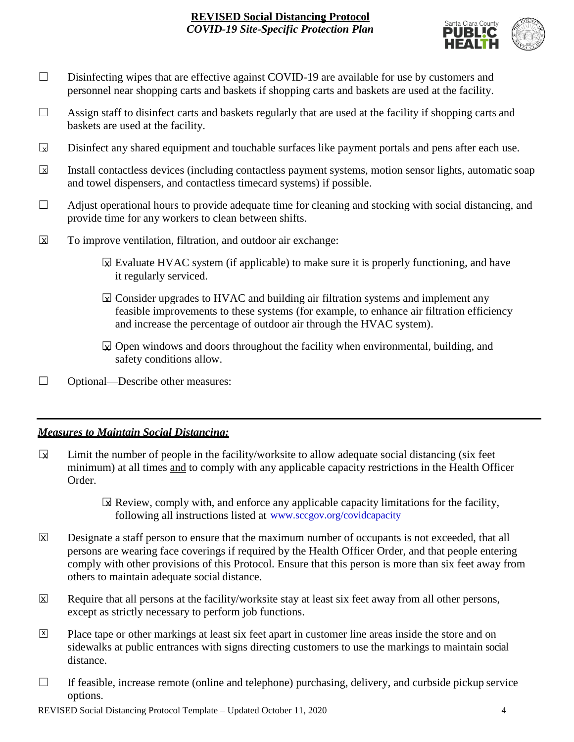☐ Disinfecting wipes that are effective against COVID-19 are available for use by customers and personnel near shopping carts and baskets if shopping carts and baskets are used at the facility.

☐ Assign staff to disinfect carts and baskets regularly that are used at the facility if shopping carts and baskets are used at the facility.

☒ Disinfect any shared equipment and touchable surfaces like payment portals and pens after each use.

☒ Install contactless devices (including contactless payment systems, motion sensor lights, automatic soap and towel dispensers, and contactless timecard systems) if possible.

☐ Adjust operational hours to provide adequate time for cleaning and stocking with social distancing, and provide time for any workers to clean between shifts.

☒ To improve ventilation, filtration, and outdoor air exchange:

- ☒ Evaluate HVAC system (if applicable) to make sure it is properly functioning, and have it regularly serviced.
- ☒ Consider upgrades to HVAC and building air filtration systems and implement any feasible improvements to these systems (for example, to enhance air filtration efficiency and increase the percentage of outdoor air through the HVAC system).
- ☒ Open windows and doors throughout the facility when environmental, building, and safety conditions allow.

☐ Optional—Describe other measures:

---

## ***Measures to Maintain Social Distancing:***

☒ Limit the number of people in the facility/worksite to allow adequate social distancing (six feet minimum) at all times and to comply with any applicable capacity restrictions in the Health Officer Order.

- ☒ Review, comply with, and enforce any applicable capacity limitations for the facility, following all instructions listed at www.sccgov.org/covidcapacity

☒ Designate a staff person to ensure that the maximum number of occupants is not exceeded, that all persons are wearing face coverings if required by the Health Officer Order, and that people entering comply with other provisions of this Protocol. Ensure that this person is more than six feet away from others to maintain adequate social distance.

☒ Require that all persons at the facility/worksite stay at least six feet away from all other persons, except as strictly necessary to perform job functions.

☒ Place tape or other markings at least six feet apart in customer line areas inside the store and on sidewalks at public entrances with signs directing customers to use the markings to maintain social distance.

☐ If feasible, increase remote (online and telephone) purchasing, delivery, and curbside pickup service options.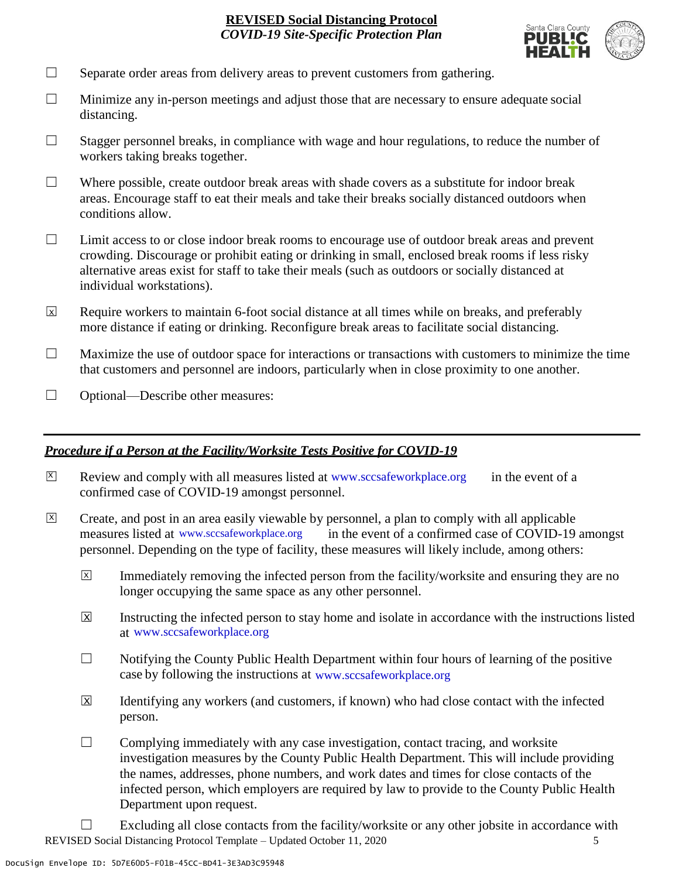- ☐ Separate order areas from delivery areas to prevent customers from gathering.
- ☐ Minimize any in-person meetings and adjust those that are necessary to ensure adequate social distancing.
- ☐ Stagger personnel breaks, in compliance with wage and hour regulations, to reduce the number of workers taking breaks together.
- ☐ Where possible, create outdoor break areas with shade covers as a substitute for indoor break areas. Encourage staff to eat their meals and take their breaks socially distanced outdoors when conditions allow.
- ☐ Limit access to or close indoor break rooms to encourage use of outdoor break areas and prevent crowding. Discourage or prohibit eating or drinking in small, enclosed break rooms if less risky alternative areas exist for staff to take their meals (such as outdoors or socially distanced at individual workstations).
- ☒ Require workers to maintain 6-foot social distance at all times while on breaks, and preferably more distance if eating or drinking. Reconfigure break areas to facilitate social distancing.
- ☐ Maximize the use of outdoor space for interactions or transactions with customers to minimize the time that customers and personnel are indoors, particularly when in close proximity to one another.
- ☐ Optional—Describe other measures:

---

## ***Procedure if a Person at the Facility/Worksite Tests Positive for COVID-19***

- ☒ Review and comply with all measures listed at www.sccsafeworkplace.org in the event of a confirmed case of COVID-19 amongst personnel.
- ☒ Create, and post in an area easily viewable by personnel, a plan to comply with all applicable measures listed at www.sccsafeworkplace.org in the event of a confirmed case of COVID-19 amongst personnel. Depending on the type of facility, these measures will likely include, among others:
  - ☒ Immediately removing the infected person from the facility/worksite and ensuring they are no longer occupying the same space as any other personnel.
  - ☒ Instructing the infected person to stay home and isolate in accordance with the instructions listed at www.sccsafeworkplace.org
  - ☐ Notifying the County Public Health Department within four hours of learning of the positive case by following the instructions at www.sccsafeworkplace.org
  - ☒ Identifying any workers (and customers, if known) who had close contact with the infected person.
  - ☐ Complying immediately with any case investigation, contact tracing, and worksite investigation measures by the County Public Health Department. This will include providing the names, addresses, phone numbers, and work dates and times for close contacts of the infected person, which employers are required by law to provide to the County Public Health Department upon request.
  - ☐ Excluding all close contacts from the facility/worksite or any other jobsite in accordance with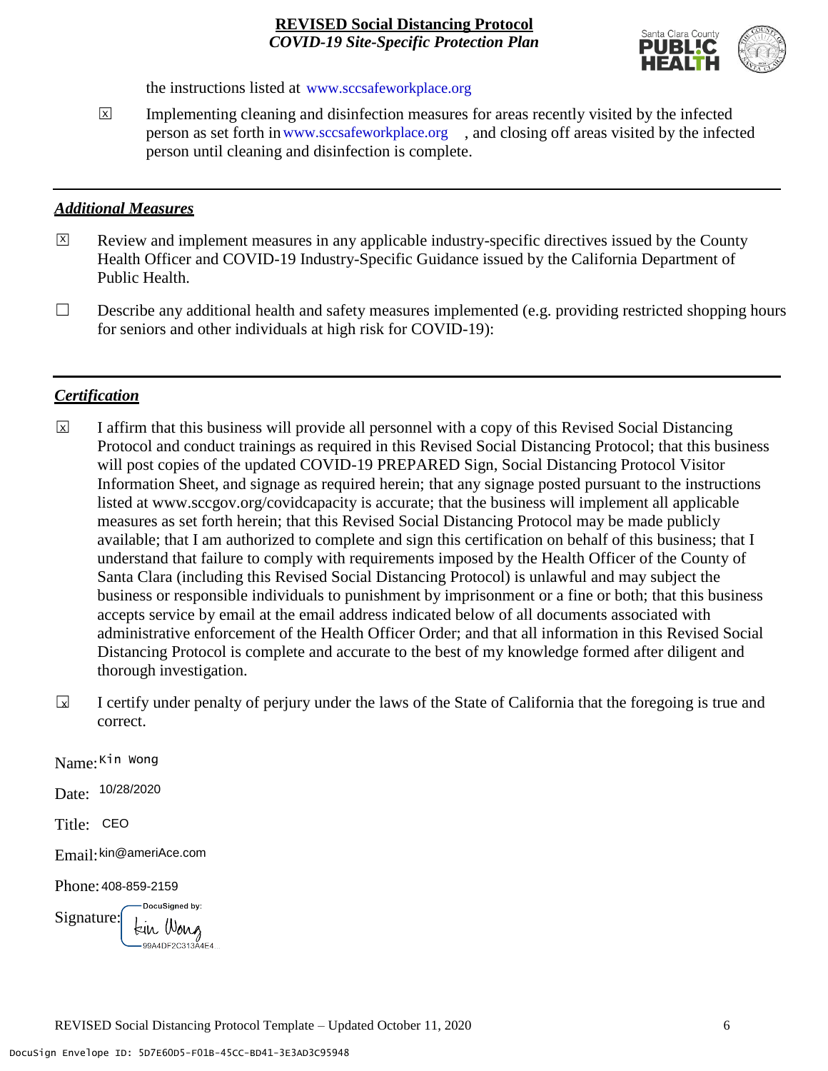the instructions listed at www.sccsafeworkplace.org

☒ Implementing cleaning and disinfection measures for areas recently visited by the infected person as set forth in www.sccsafeworkplace.org, and closing off areas visited by the infected person until cleaning and disinfection is complete.

## *Additional Measures*

☒ Review and implement measures in any applicable industry-specific directives issued by the County Health Officer and COVID-19 Industry-Specific Guidance issued by the California Department of Public Health.

☐ Describe any additional health and safety measures implemented (e.g. providing restricted shopping hours for seniors and other individuals at high risk for COVID-19):

## *Certification*

☒ I affirm that this business will provide all personnel with a copy of this Revised Social Distancing Protocol and conduct trainings as required in this Revised Social Distancing Protocol; that this business will post copies of the updated COVID-19 PREPARED Sign, Social Distancing Protocol Visitor Information Sheet, and signage as required herein; that any signage posted pursuant to the instructions listed at www.sccgov.org/covidcapacity is accurate; that the business will implement all applicable measures as set forth herein; that this Revised Social Distancing Protocol may be made publicly available; that I am authorized to complete and sign this certification on behalf of this business; that I understand that failure to comply with requirements imposed by the Health Officer of the County of Santa Clara (including this Revised Social Distancing Protocol) is unlawful and may subject the business or responsible individuals to punishment by imprisonment or a fine or both; that this business accepts service by email at the email address indicated below of all documents associated with administrative enforcement of the Health Officer Order; and that all information in this Revised Social Distancing Protocol is complete and accurate to the best of my knowledge formed after diligent and thorough investigation.

☒ I certify under penalty of perjury under the laws of the State of California that the foregoing is true and correct.

Name: Kin Wong

Date: 10/28/2020

Title: CEO

Email: kin@ameriAce.com

Phone: 408-859-2159

Signature: DocuSigned by: Kin Wong 99A4DF2C313A4E4...

DocuSign Envelope ID: 5D7E60D5-F01B-45CC-BD41-3E3AD3C95948